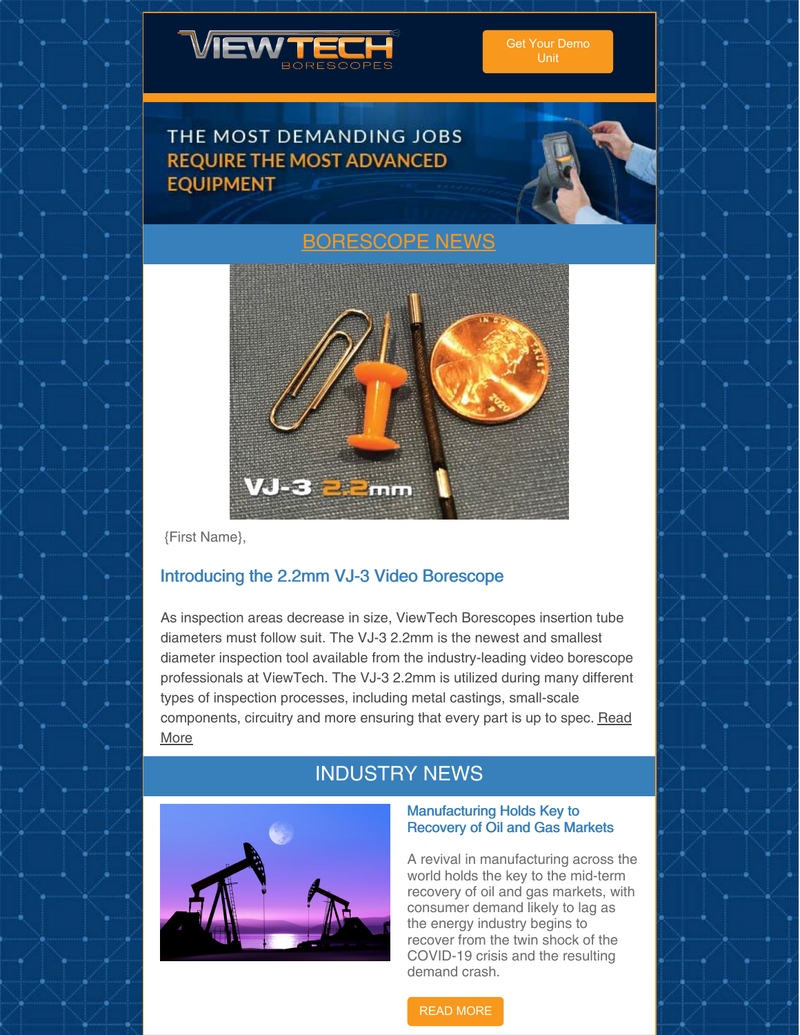Get Your Demo Unit

THE MOST DEMANDING JOBS REQUIRE THE MOST ADVANCED EQUIPMENT

## BORESCOPE NEWS

{First Name},

### Introducing the 2.2mm VJ-3 Video Borescope

As inspection areas decrease in size, ViewTech Borescopes insertion tube diameters must follow suit. The VJ-3 2.2mm is the newest and smallest diameter inspection tool available from the industry-leading video borescope professionals at ViewTech. The VJ-3 2.2mm is utilized during many different types of inspection processes, including metal castings, small-scale components, circuitry and more ensuring that every part is up to spec. Read More

## INDUSTRY NEWS

### Manufacturing Holds Key to Recovery of Oil and Gas Markets

A revival in manufacturing across the world holds the key to the mid-term recovery of oil and gas markets, with consumer demand likely to lag as the energy industry begins to recover from the twin shock of the COVID-19 crisis and the resulting demand crash.

READ MORE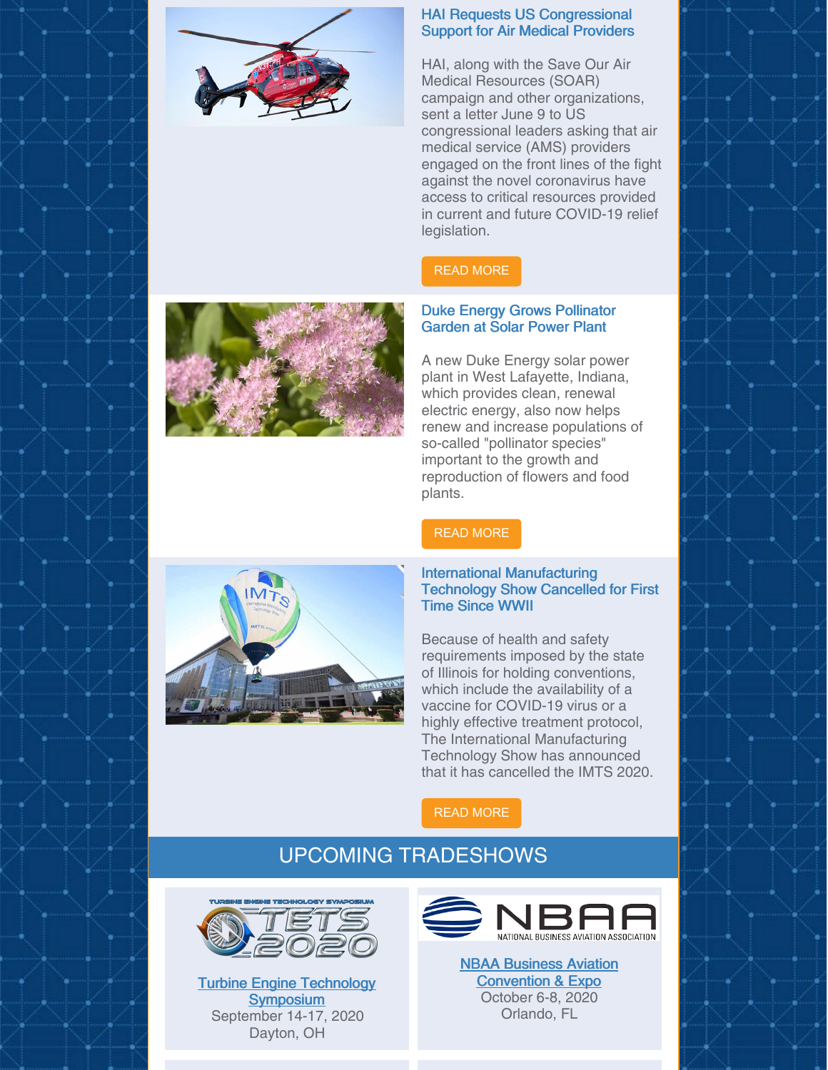### HAI Requests US Congressional Support for Air Medical Providers

HAI, along with the Save Our Air Medical Resources (SOAR) campaign and other organizations, sent a letter June 9 to US congressional leaders asking that air medical service (AMS) providers engaged on the front lines of the fight against the novel coronavirus have access to critical resources provided in current and future COVID-19 relief legislation.

READ MORE

### Duke Energy Grows Pollinator Garden at Solar Power Plant

A new Duke Energy solar power plant in West Lafayette, Indiana, which provides clean, renewal electric energy, also now helps renew and increase populations of so-called "pollinator species" important to the growth and reproduction of flowers and food plants.

READ MORE

### International Manufacturing Technology Show Cancelled for First Time Since WWII

Because of health and safety requirements imposed by the state of Illinois for holding conventions, which include the availability of a vaccine for COVID-19 virus or a highly effective treatment protocol, The International Manufacturing Technology Show has announced that it has cancelled the IMTS 2020.

READ MORE

## UPCOMING TRADESHOWS

**Turbine Engine Technology Symposium**
September 14-17, 2020
Dayton, OH

**NBAA Business Aviation Convention & Expo**
October 6-8, 2020
Orlando, FL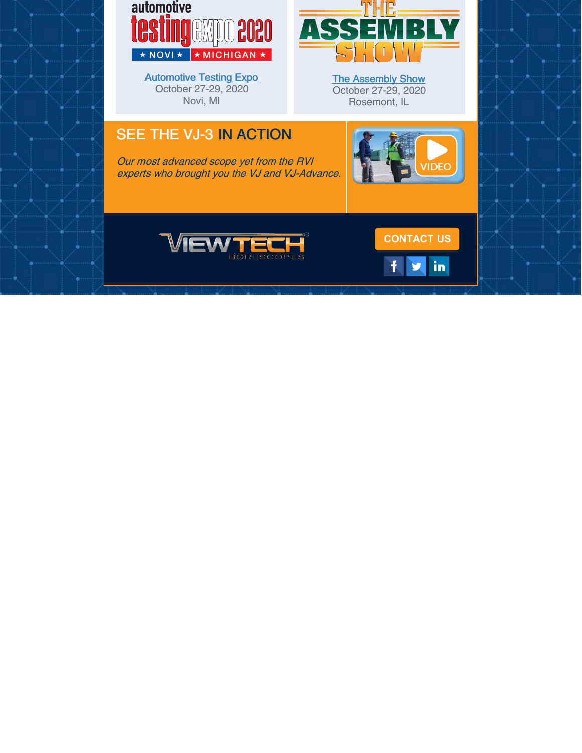automotive testing expo 2020

★ NOVI ★ ★ MICHIGAN ★

Automotive Testing Expo
October 27-29, 2020
Novi, MI

THE ASSEMBLY SHOW

The Assembly Show
October 27-29, 2020
Rosemont, IL

## SEE THE VJ-3 IN ACTION

*Our most advanced scope yet from the RVI experts who brought you the VJ and VJ-Advance.*

VIDEO

VIEWTECH BORESCOPES

CONTACT US